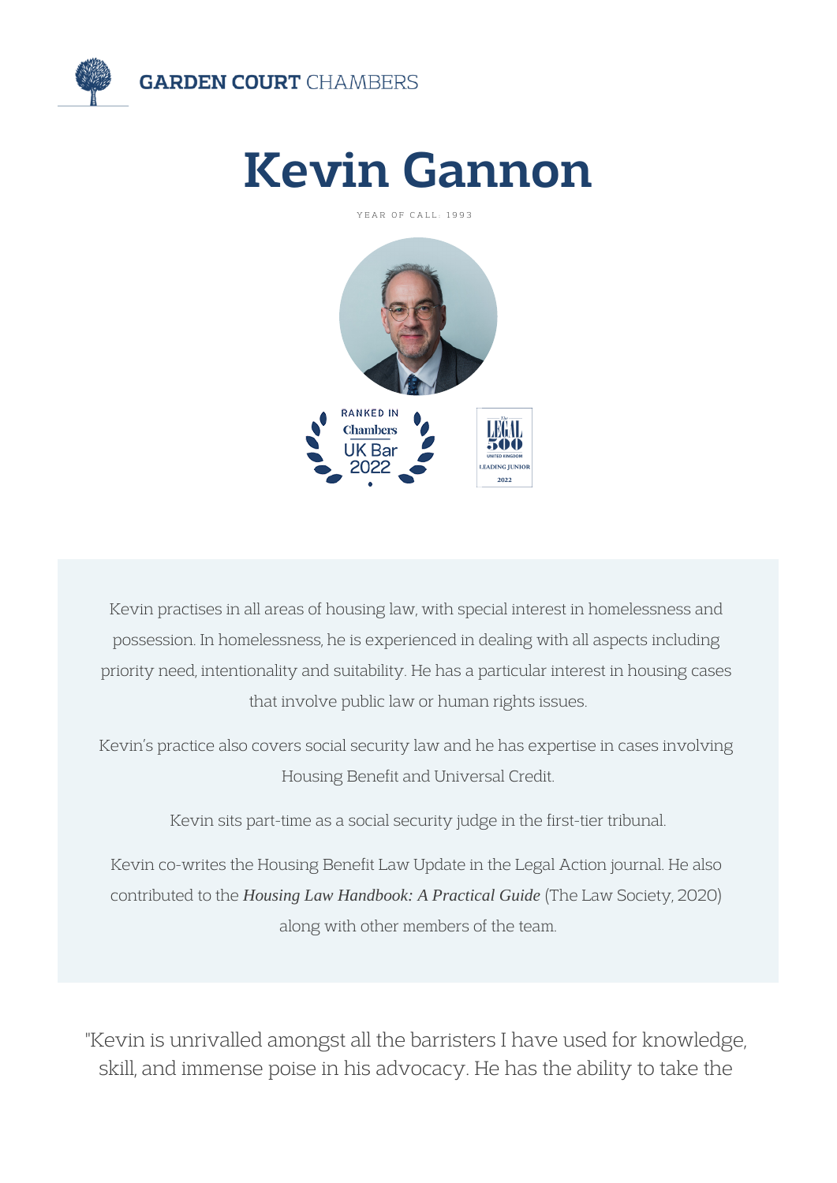GARDEN COURT CHAMBERS

# Kevin Gannon

YEAR OF CALL: 1993

RANKED IN Chambers UK Bar 2022

The LEGAL 500 UNITED KINGDOM LEADING JUNIOR 2022

Kevin practises in all areas of housing law, with special interest in homelessness and possession. In homelessness, he is experienced in dealing with all aspects including priority need, intentionality and suitability. He has a particular interest in housing cases that involve public law or human rights issues.

Kevin's practice also covers social security law and he has expertise in cases involving Housing Benefit and Universal Credit.

Kevin sits part-time as a social security judge in the first-tier tribunal.

Kevin co-writes the Housing Benefit Law Update in the Legal Action journal. He also contributed to the ***Housing Law Handbook: A Practical Guide*** (The Law Society, 2020) along with other members of the team.

"Kevin is unrivalled amongst all the barristers I have used for knowledge, skill, and immense poise in his advocacy. He has the ability to take the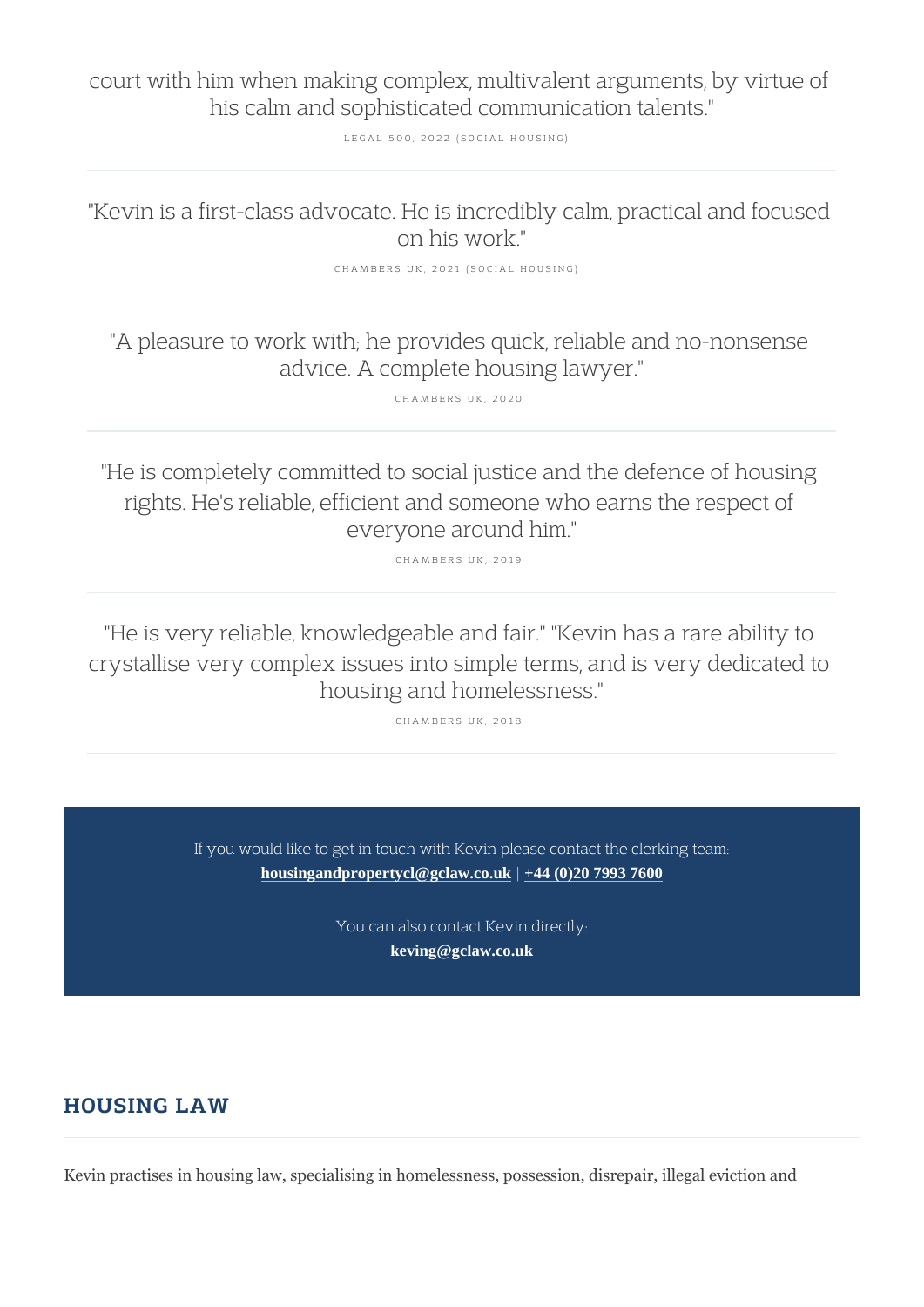court with him when making complex, multivalent arguments, by virtue of his calm and sophisticated communication talents."

LEGAL 500, 2022 (SOCIAL HOUSING)

---

"Kevin is a first-class advocate. He is incredibly calm, practical and focused on his work."

CHAMBERS UK, 2021 (SOCIAL HOUSING)

---

"A pleasure to work with; he provides quick, reliable and no-nonsense advice. A complete housing lawyer."

CHAMBERS UK, 2020

---

"He is completely committed to social justice and the defence of housing rights. He's reliable, efficient and someone who earns the respect of everyone around him."

CHAMBERS UK, 2019

---

"He is very reliable, knowledgeable and fair." "Kevin has a rare ability to crystallise very complex issues into simple terms, and is very dedicated to housing and homelessness."

CHAMBERS UK, 2018

---

If you would like to get in touch with Kevin please contact the clerking team:
**housingandpropertycl@gclaw.co.uk** | **+44 (0)20 7993 7600**

You can also contact Kevin directly:
**keving@gclaw.co.uk**

## HOUSING LAW

Kevin practises in housing law, specialising in homelessness, possession, disrepair, illegal eviction and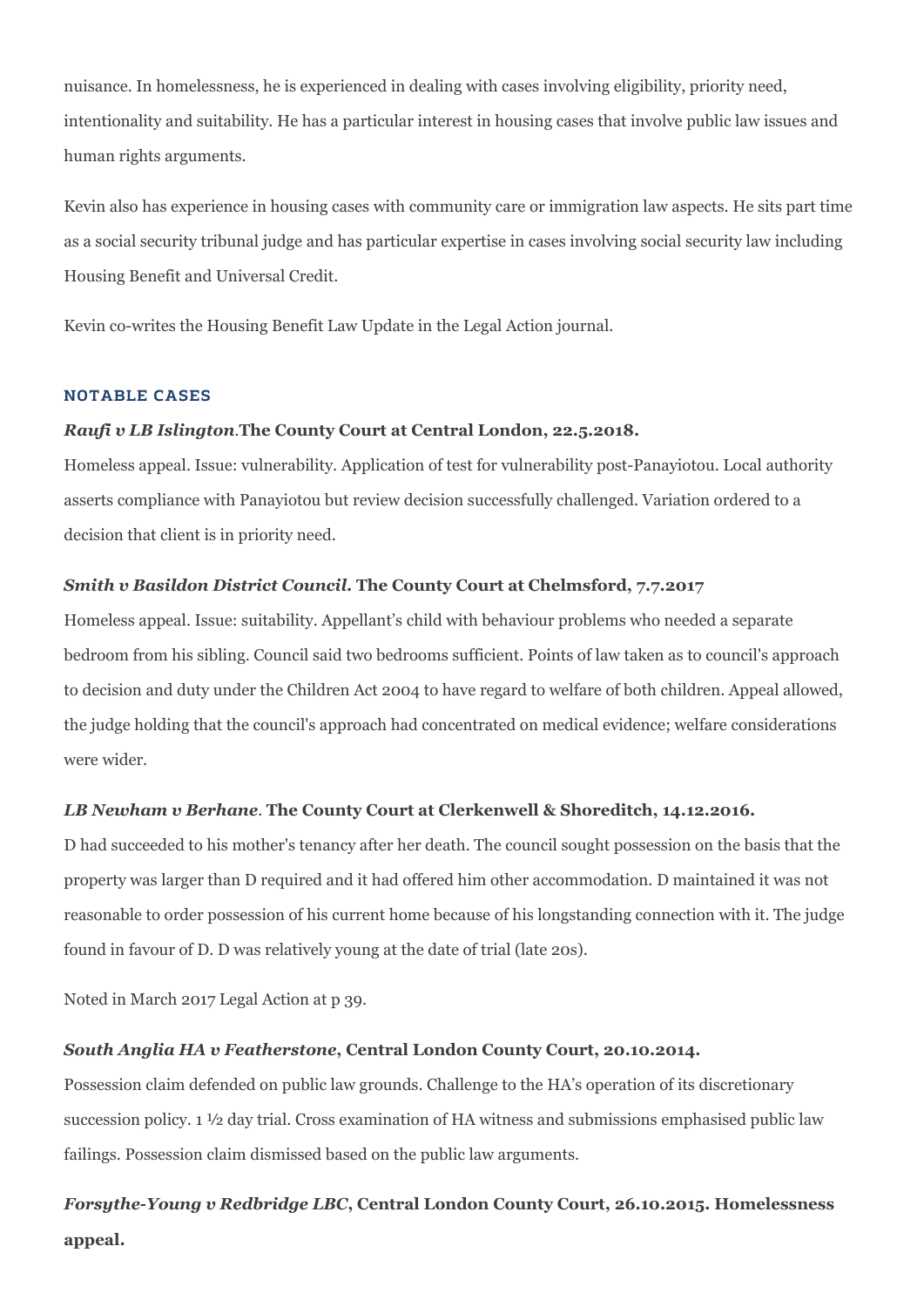nuisance. In homelessness, he is experienced in dealing with cases involving eligibility, priority need, intentionality and suitability. He has a particular interest in housing cases that involve public law issues and human rights arguments.

Kevin also has experience in housing cases with community care or immigration law aspects. He sits part time as a social security tribunal judge and has particular expertise in cases involving social security law including Housing Benefit and Universal Credit.

Kevin co-writes the Housing Benefit Law Update in the Legal Action journal.

## NOTABLE CASES

***Raufi v LB Islington*.The County Court at Central London, 22.5.2018.**

Homeless appeal. Issue: vulnerability. Application of test for vulnerability post-Panayiotou. Local authority asserts compliance with Panayiotou but review decision successfully challenged. Variation ordered to a decision that client is in priority need.

***Smith v Basildon District Council*. The County Court at Chelmsford, 7.7.2017**

Homeless appeal. Issue: suitability. Appellant's child with behaviour problems who needed a separate bedroom from his sibling. Council said two bedrooms sufficient. Points of law taken as to council's approach to decision and duty under the Children Act 2004 to have regard to welfare of both children. Appeal allowed, the judge holding that the council's approach had concentrated on medical evidence; welfare considerations were wider.

***LB Newham v Berhane*. The County Court at Clerkenwell & Shoreditch, 14.12.2016.**

D had succeeded to his mother's tenancy after her death. The council sought possession on the basis that the property was larger than D required and it had offered him other accommodation. D maintained it was not reasonable to order possession of his current home because of his longstanding connection with it. The judge found in favour of D. D was relatively young at the date of trial (late 20s).

Noted in March 2017 Legal Action at p 39.

***South Anglia HA v Featherstone*, Central London County Court, 20.10.2014.**

Possession claim defended on public law grounds. Challenge to the HA's operation of its discretionary succession policy. 1 ½ day trial. Cross examination of HA witness and submissions emphasised public law failings. Possession claim dismissed based on the public law arguments.

***Forsythe-Young v Redbridge LBC*, Central London County Court, 26.10.2015. Homelessness appeal.**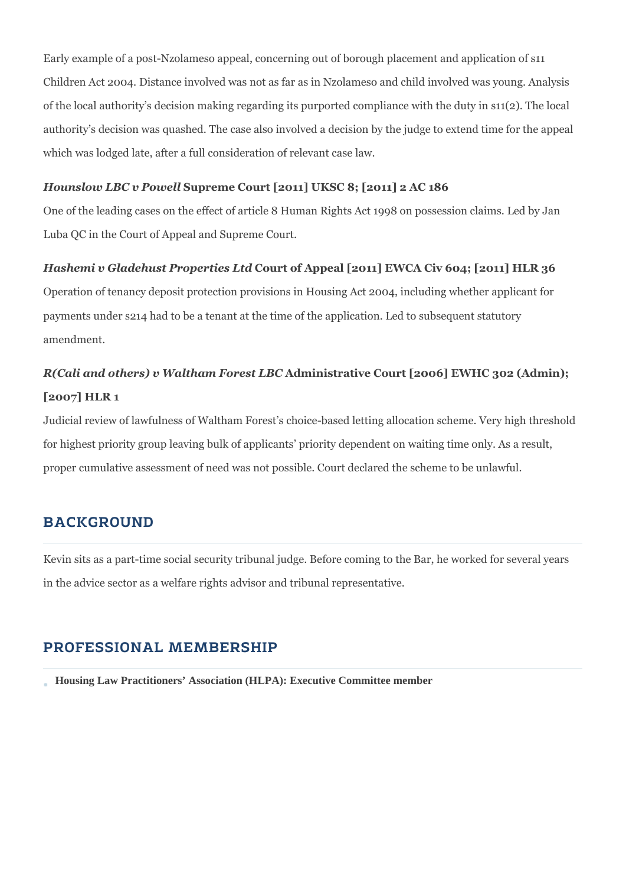Early example of a post-Nzolameso appeal, concerning out of borough placement and application of s11 Children Act 2004. Distance involved was not as far as in Nzolameso and child involved was young. Analysis of the local authority's decision making regarding its purported compliance with the duty in s11(2). The local authority's decision was quashed. The case also involved a decision by the judge to extend time for the appeal which was lodged late, after a full consideration of relevant case law.

***Hounslow LBC v Powell*** **Supreme Court [2011] UKSC 8; [2011] 2 AC 186**

One of the leading cases on the effect of article 8 Human Rights Act 1998 on possession claims. Led by Jan Luba QC in the Court of Appeal and Supreme Court.

***Hashemi v Gladehust Properties Ltd*** **Court of Appeal [2011] EWCA Civ 604; [2011] HLR 36**

Operation of tenancy deposit protection provisions in Housing Act 2004, including whether applicant for payments under s214 had to be a tenant at the time of the application. Led to subsequent statutory amendment.

***R(Cali and others) v Waltham Forest LBC*** **Administrative Court [2006] EWHC 302 (Admin); [2007] HLR 1**

Judicial review of lawfulness of Waltham Forest's choice-based letting allocation scheme. Very high threshold for highest priority group leaving bulk of applicants' priority dependent on waiting time only. As a result, proper cumulative assessment of need was not possible. Court declared the scheme to be unlawful.

## BACKGROUND

Kevin sits as a part-time social security tribunal judge. Before coming to the Bar, he worked for several years in the advice sector as a welfare rights advisor and tribunal representative.

## PROFESSIONAL MEMBERSHIP

- **Housing Law Practitioners' Association (HLPA): Executive Committee member**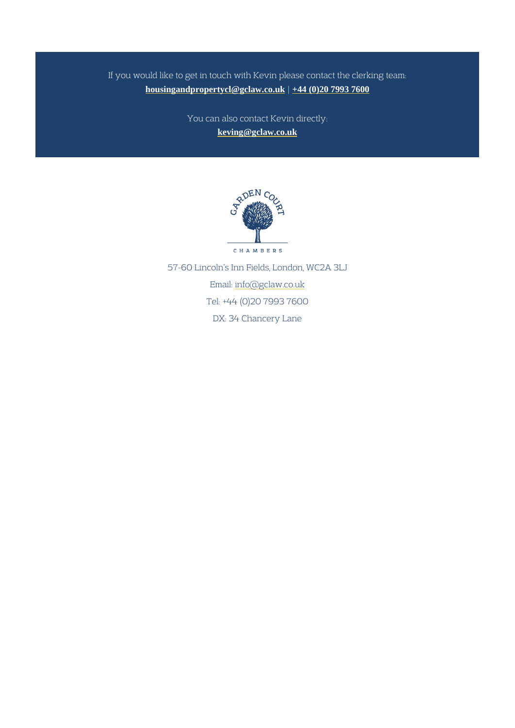If you would like to get in touch with Kevin please contact the clerking team:
**housingandpropertycl@gclaw.co.uk** | **+44 (0)20 7993 7600**

You can also contact Kevin directly:
**keving@gclaw.co.uk**

GARDEN COURT CHAMBERS

57-60 Lincoln's Inn Fields, London, WC2A 3LJ

Email: info@gclaw.co.uk

Tel: +44 (0)20 7993 7600

DX: 34 Chancery Lane